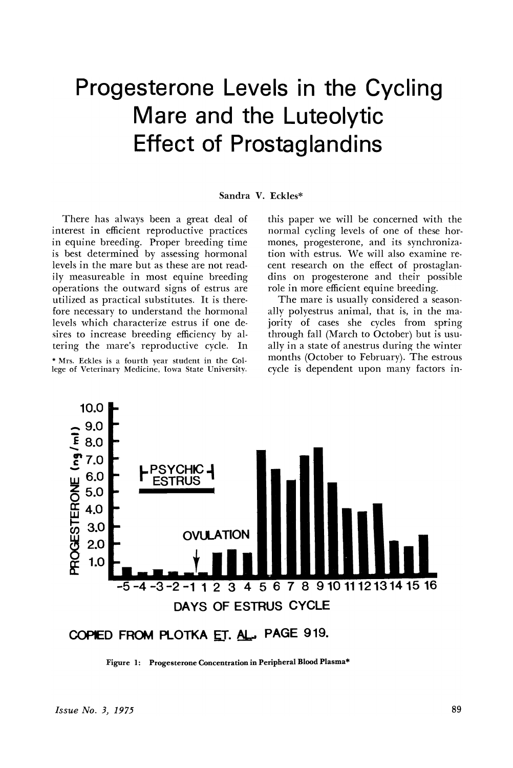# Progesterone Levels in the Cycling Mare and the Luteolytic Effect of Prostaglandins

Sandra V. Eckles*

There has always been a great deal of interest in efficient reproductive practices in equine breeding. Proper breeding time is best determined by assessing hormonal levels in the mare but as these are not readily measureable in most equine breeding operations the outward signs of estrus are utilized as practical substitutes. It is therefore necessary to understand the hormonal levels which characterize estrus if one desires to increase breeding efficiency by altering the mare's reproductive cycle. In this paper we will be concerned with the normal cycling levels of one of these hormones, progesterone, and its synchronization with estrus. We will also examine recent research on the effect of prostaglandins on progesterone and their possible role in more efficient equine breeding.

The mare is usually considered a seasonally polyestrus animal, that is, in the majority of cases she cycles from spring through fall (March to October) but is usually in a state of anestrus during the winter months (October to February). The estrous cycle is dependent upon many factors in-

\* Mrs. Eckles is a fourth year student in the College of Veterinary Medicine, Iowa State University.

COPIED FROM PLOTKA ET. AL. PAGE 919.

Figure 1: Progesterone Concentration in Peripheral Blood Plasma*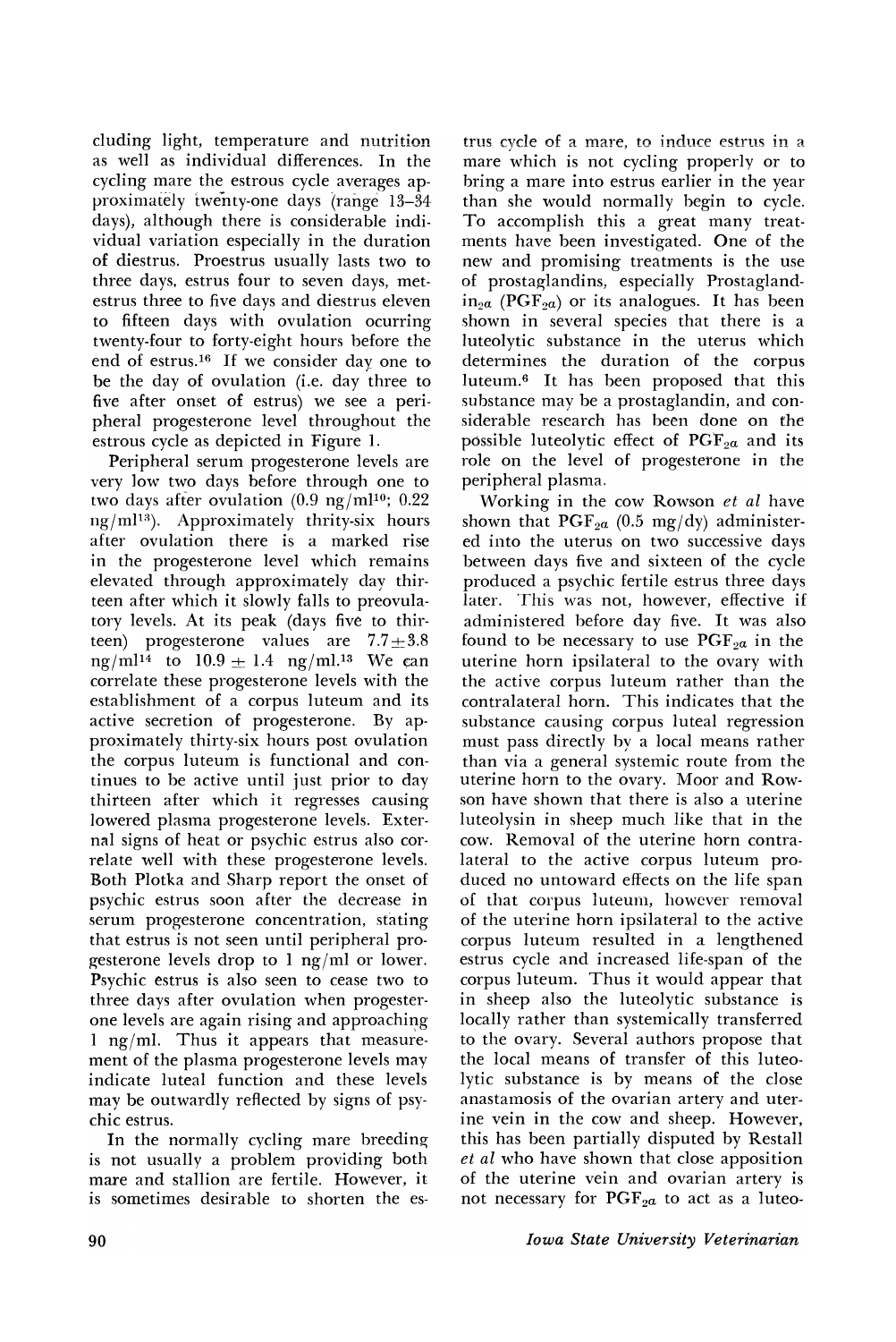cluding light, temperature and nutrition as well as individual differences. In the cycling mare the estrous cycle averages approximately twenty-one days (range 13–34 days), although there is considerable individual variation especially in the duration of diestrus. Proestrus usually lasts two to three days, estrus four to seven days, metestrus three to five days and diestrus eleven to fifteen days with ovulation ocurring twenty-four to forty-eight hours before the end of estrus.[16] If we consider day one to be the day of ovulation (i.e. day three to five after onset of estrus) we see a peripheral progesterone level throughout the estrous cycle as depicted in Figure 1.

Peripheral serum progesterone levels are very low two days before through one to two days after ovulation (0.9 ng/ml[10]; 0.22 ng/ml[13]). Approximately thrity-six hours after ovulation there is a marked rise in the progesterone level which remains elevated through approximately day thirteen after which it slowly falls to preovulatory levels. At its peak (days five to thirteen) progesterone values are $7.7 \pm 3.8$ ng/ml[14] to $10.9 \pm 1.4$ ng/ml.[13] We can correlate these progesterone levels with the establishment of a corpus luteum and its active secretion of progesterone. By approximately thirty-six hours post ovulation the corpus luteum is functional and continues to be active until just prior to day thirteen after which it regresses causing lowered plasma progesterone levels. External signs of heat or psychic estrus also correlate well with these progesterone levels. Both Plotka and Sharp report the onset of psychic estrus soon after the decrease in serum progesterone concentration, stating that estrus is not seen until peripheral progesterone levels drop to 1 ng/ml or lower. Psychic estrus is also seen to cease two to three days after ovulation when progesterone levels are again rising and approaching 1 ng/ml. Thus it appears that measurement of the plasma progesterone levels may indicate luteal function and these levels may be outwardly reflected by signs of psychic estrus.

In the normally cycling mare breeding is not usually a problem providing both mare and stallion are fertile. However, it is sometimes desirable to shorten the estrus cycle of a mare, to induce estrus in a mare which is not cycling properly or to bring a mare into estrus earlier in the year than she would normally begin to cycle. To accomplish this a great many treatments have been investigated. One of the new and promising treatments is the use of prostaglandins, especially Prostaglandin$_{2\alpha}$ ($PGF_{2\alpha}$) or its analogues. It has been shown in several species that there is a luteolytic substance in the uterus which determines the duration of the corpus luteum.[6] It has been proposed that this substance may be a prostaglandin, and considerable research has been done on the possible luteolytic effect of $PGF_{2\alpha}$ and its role on the level of progesterone in the peripheral plasma.

Working in the cow Rowson *et al* have shown that $PGF_{2\alpha}$ (0.5 mg/dy) administered into the uterus on two successive days between days five and sixteen of the cycle produced a psychic fertile estrus three days later. This was not, however, effective if administered before day five. It was also found to be necessary to use $PGF_{2\alpha}$ in the uterine horn ipsilateral to the ovary with the active corpus luteum rather than the contralateral horn. This indicates that the substance causing corpus luteal regression must pass directly by a local means rather than via a general systemic route from the uterine horn to the ovary. Moor and Rowson have shown that there is also a uterine luteolysin in sheep much like that in the cow. Removal of the uterine horn contralateral to the active corpus luteum produced no untoward effects on the life span of that corpus luteum, however removal of the uterine horn ipsilateral to the active corpus luteum resulted in a lengthened estrus cycle and increased life-span of the corpus luteum. Thus it would appear that in sheep also the luteolytic substance is locally rather than systemically transferred to the ovary. Several authors propose that the local means of transfer of this luteolytic substance is by means of the close anastamosis of the ovarian artery and uterine vein in the cow and sheep. However, this has been partially disputed by Restall *et al* who have shown that close apposition of the uterine vein and ovarian artery is not necessary for $PGF_{2\alpha}$ to act as a luteo-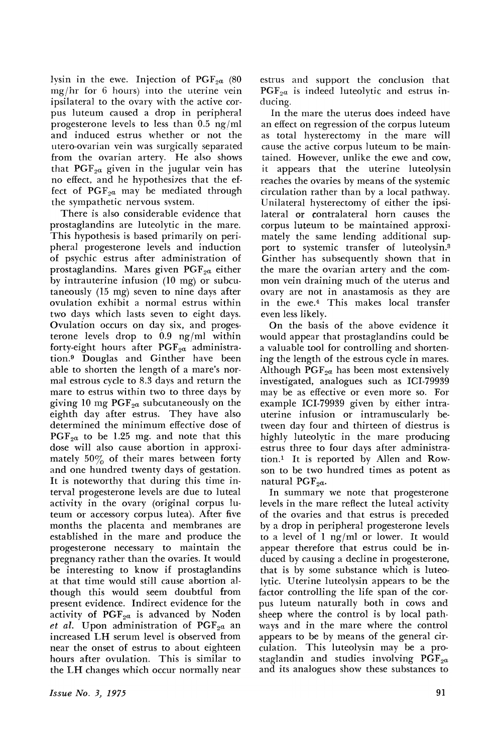lysin in the ewe. Injection of $PGF_{2\alpha}$ (80 mg/hr for 6 hours) into the uterine vein ipsilateral to the ovary with the active corpus luteum caused a drop in peripheral progesterone levels to less than 0.5 ng/ml and induced estrus whether or not the utero-ovarian vein was surgically separated from the ovarian artery. He also shows that $PGF_{2\alpha}$ given in the jugular vein has no effect, and he hypothesizes that the effect of $PGF_{2\alpha}$ may be mediated through the sympathetic nervous system.

There is also considerable evidence that prostaglandins are luteolytic in the mare. This hypothesis is based primarily on peripheral progesterone levels and induction of psychic estrus after administration of prostaglandins. Mares given $PGF_{2\alpha}$ either by intrauterine infusion (10 mg) or subcutaneously (15 mg) seven to nine days after ovulation exhibit a normal estrus within two days which lasts seven to eight days. Ovulation occurs on day six, and progesterone levels drop to 0.9 ng/ml within forty-eight hours after $PGF_{2\alpha}$ administration.[9] Douglas and Ginther have been able to shorten the length of a mare's normal estrous cycle to 8.3 days and return the mare to estrus within two to three days by giving 10 mg $PGF_{2\alpha}$ subcutaneously on the eighth day after estrus. They have also determined the minimum effective dose of $PGF_{2\alpha}$ to be 1.25 mg. and note that this dose will also cause abortion in approximately 50% of their mares between forty and one hundred twenty days of gestation. It is noteworthy that during this time interval progesterone levels are due to luteal activity in the ovary (original corpus luteum or accessory corpus lutea). After five months the placenta and membranes are established in the mare and produce the progesterone necessary to maintain the pregnancy rather than the ovaries. It would be interesting to know if prostaglandins at that time would still cause abortion although this would seem doubtful from present evidence. Indirect evidence for the activity of $PGF_{2\alpha}$ is advanced by Noden *et al.* Upon administration of $PGF_{2\alpha}$ an increased LH serum level is observed from near the onset of estrus to about eighteen hours after ovulation. This is similar to the LH changes which occur normally near estrus and support the conclusion that $PGF_{2\alpha}$ is indeed luteolytic and estrus inducing.

In the mare the uterus does indeed have an effect on regression of the corpus luteum as total hysterectomy in the mare will cause the active corpus luteum to be maintained. However, unlike the ewe and cow, it appears that the uterine luteolysin reaches the ovaries by means of the systemic circulation rather than by a local pathway. Unilateral hysterectomy of either the ipsilateral or contralateral horn causes the corpus luteum to be maintained approximately the same lending additional support to systemic transfer of luteolysin.[3] Ginther has subsequently shown that in the mare the ovarian artery and the common vein draining much of the uterus and ovary are not in anastamosis as they are in the ewe.[4] This makes local transfer even less likely.

On the basis of the above evidence it would appear that prostaglandins could be a valuable tool for controlling and shortening the length of the estrous cycle in mares. Although $PGF_{2\alpha}$ has been most extensively investigated, analogues such as ICI-79939 may be as effective or even more so. For example ICI-79939 given by either intrauterine infusion or intramuscularly between day four and thirteen of diestrus is highly luteolytic in the mare producing estrus three to four days after administration.[1] It is reported by Allen and Rowson to be two hundred times as potent as natural $PGF_{2\alpha}$.

In summary we note that progesterone levels in the mare reflect the luteal activity of the ovaries and that estrus is preceded by a drop in peripheral progesterone levels to a level of 1 ng/ml or lower. It would appear therefore that estrus could be induced by causing a decline in progesterone, that is by some substance which is luteolytic. Uterine luteolysin appears to be the factor controlling the life span of the corpus luteum naturally both in cows and sheep where the control is by local pathways and in the mare where the control appears to be by means of the general circulation. This luteolysin may be a prostaglandin and studies involving $PGF_{2\alpha}$ and its analogues show these substances to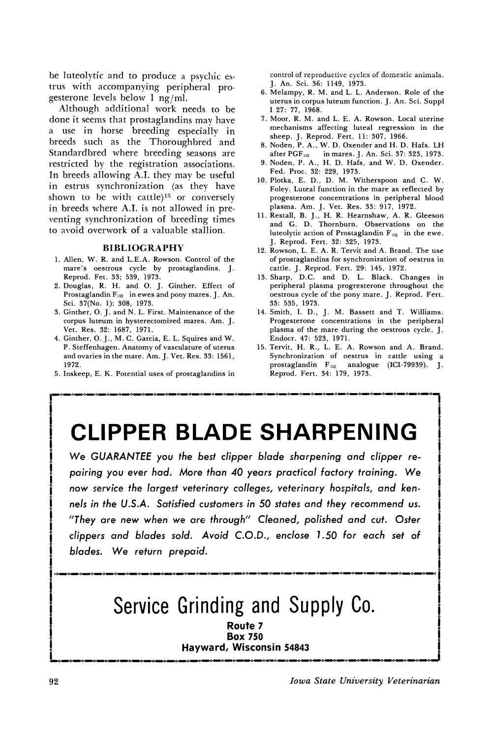be luteolytic and to produce a psychic estrus with accompanying peripheral progesterone levels below 1 ng/ml.

Although additional work needs to be done it seems that prostaglandins may have a use in horse breeding especially in breeds such as the Thoroughbred and Standardbred where breeding seasons are restricted by the registration associations. In breeds allowing A.I. they may be useful in estrus synchronization (as they have shown to be with cattle)[15] or conversely in breeds where A.I. is not allowed in preventing synchronization of breeding times to avoid overwork of a valuable stallion.

## BIBLIOGRAPHY

1. Allen, W. R. and L.E.A. Rowson. Control of the mare's oestrous cycle by prostaglandins. J. Reprod. Fet. 33; 539, 1973.
2. Douglas, R. H. and O. J. Ginther. Effect of Prostaglandin $F_{2\alpha}$ in ewes and pony mares. J. An. Sci. 37(No. 1): 308, 1973.
3. Ginther, O. J. and N. L. First. Maintenance of the corpus luteum in hysterectomized mares. Am. J. Vet. Res. 32: 1687, 1971.
4. Ginther, O. J., M. C. Garcia, E. L. Squires and W. P. Steffenhagen. Anatomy of vasculature of uterus and ovaries in the mare. Am. J. Vet. Res. 33: 1561, 1972.
5. Inskeep, E. K. Potential uses of prostaglandins in control of reproductive cycles of domestic animals. J. An. Sci. 36: 1149, 1973.
6. Melampy, R. M. and L. L. Anderson. Role of the uterus in corpus luteum function. J. An. Sci. Suppl I 27: 77, 1968.
7. Moor, R. M. and L. E. A. Rowson. Local uterine mechanisms affecting luteal regression in the sheep. J. Reprod. Fert. 11: 307, 1966.
8. Noden, P. A., W. D. Oxender and H. D. Hafs. LH after $PGF_{2\alpha}$ in mares. J. An. Sci. 37: 323, 1973.
9. Noden, P. A., H. D. Hafs, and W. D. Oxender. Fed. Proc. 32: 229, 1973.
10. Plotka, E. D., D. M. Witherspoon and C. W. Foley. Luteal function in the mare as reflected by progesterone concentrations in peripheral blood plasma. Am. J. Vet. Res. 33: 917, 1972.
11. Restall, B. J., H. R. Hearnshaw, A. R. Gleeson and G. D. Thornburn. Observations on the luteolytic action of Prostaglandin $F_{2\alpha}$ in the ewe. J. Reprod. Fert. 32: 325, 1973.
12. Rowson, L. E. A. R. Tervit and A. Brand. The use of prostaglandins for synchronization of oestrus in cattle. J. Reprod. Fert. 29: 145, 1972.
13. Sharp, D.C. and D. L. Black. Changes in peripheral plasma progresterone throughout the oestrus cycle of the pony mare. J. Reprod. Fert. 33: 535, 1973.
14. Smith, I. D., J. M. Bassett and T. Williams. Progesterone concentrations in the peripheral plasma of the mare during the oestrous cycle. J. Endocr. 47: 523, 1971.
15. Tervit, H. R., L. E. A. Rowson and A. Brand. Synchronization of oestrus in cattle using a prostaglandin $F_{2\alpha}$ analogue (ICI-79939). J. Reprod. Fert. 34: 179, 1973.

# CLIPPER BLADE SHARPENING

*We GUARANTEE you the best clipper blade sharpening and clipper repairing you ever had. More than 40 years practical factory training. We now service the largest veterinary colleges, veterinary hospitals, and kennels in the U.S.A. Satisfied customers in 50 states and they recommend us. "They are new when we are through" Cleaned, polished and cut. Oster clippers and blades sold. Avoid C.O.D., enclose 1.50 for each set of blades. We return prepaid.*

## Service Grinding and Supply Co.

**Route 7**
**Box 750**
**Hayward, Wisconsin 54843**